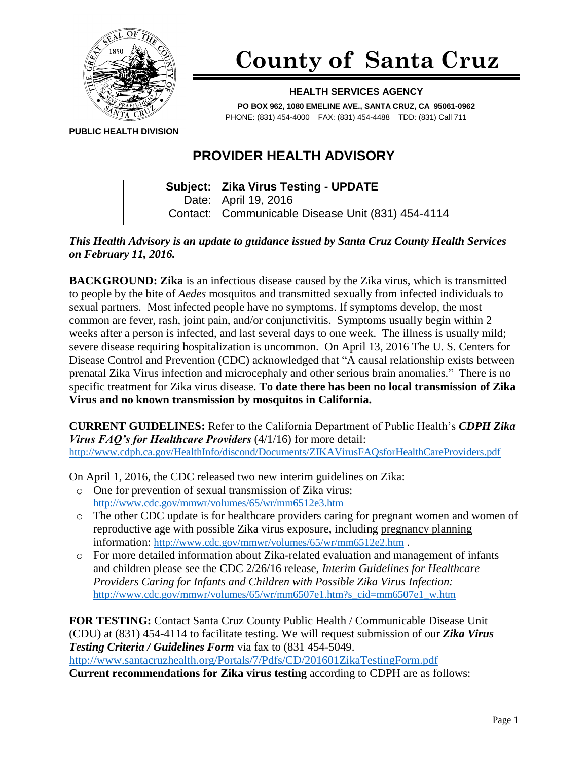# County of Santa Cruz

**HEALTH SERVICES AGENCY**

**PO BOX 962, 1080 EMELINE AVE., SANTA CRUZ, CA 95061-0962**
PHONE: (831) 454-4000 FAX: (831) 454-4488 TDD: (831) Call 711

**PUBLIC HEALTH DIVISION**

## PROVIDER HEALTH ADVISORY

**Subject: Zika Virus Testing - UPDATE**
Date: April 19, 2016
Contact: Communicable Disease Unit (831) 454-4114

***This Health Advisory is an update to guidance issued by Santa Cruz County Health Services on February 11, 2016.***

**BACKGROUND: Zika** is an infectious disease caused by the Zika virus, which is transmitted to people by the bite of *Aedes* mosquitos and transmitted sexually from infected individuals to sexual partners. Most infected people have no symptoms. If symptoms develop, the most common are fever, rash, joint pain, and/or conjunctivitis. Symptoms usually begin within 2 weeks after a person is infected, and last several days to one week. The illness is usually mild; severe disease requiring hospitalization is uncommon. On April 13, 2016 The U. S. Centers for Disease Control and Prevention (CDC) acknowledged that "A causal relationship exists between prenatal Zika Virus infection and microcephaly and other serious brain anomalies." There is no specific treatment for Zika virus disease. **To date there has been no local transmission of Zika Virus and no known transmission by mosquitos in California.**

**CURRENT GUIDELINES:** Refer to the California Department of Public Health's ***CDPH Zika Virus FAQ's for Healthcare Providers*** (4/1/16) for more detail:
http://www.cdph.ca.gov/HealthInfo/discond/Documents/ZIKAVirusFAQsforHealthCareProviders.pdf

On April 1, 2016, the CDC released two new interim guidelines on Zika:

- One for prevention of sexual transmission of Zika virus: http://www.cdc.gov/mmwr/volumes/65/wr/mm6512e3.htm
- The other CDC update is for healthcare providers caring for pregnant women and women of reproductive age with possible Zika virus exposure, including pregnancy planning information: http://www.cdc.gov/mmwr/volumes/65/wr/mm6512e2.htm .
- For more detailed information about Zika-related evaluation and management of infants and children please see the CDC 2/26/16 release, *Interim Guidelines for Healthcare Providers Caring for Infants and Children with Possible Zika Virus Infection:* http://www.cdc.gov/mmwr/volumes/65/wr/mm6507e1.htm?s_cid=mm6507e1_w.htm

**FOR TESTING:** Contact Santa Cruz County Public Health / Communicable Disease Unit (CDU) at (831) 454-4114 to facilitate testing. We will request submission of our ***Zika Virus Testing Criteria / Guidelines Form*** via fax to (831 454-5049.
http://www.santacruzhealth.org/Portals/7/Pdfs/CD/201601ZikaTestingForm.pdf
**Current recommendations for Zika virus testing** according to CDPH are as follows: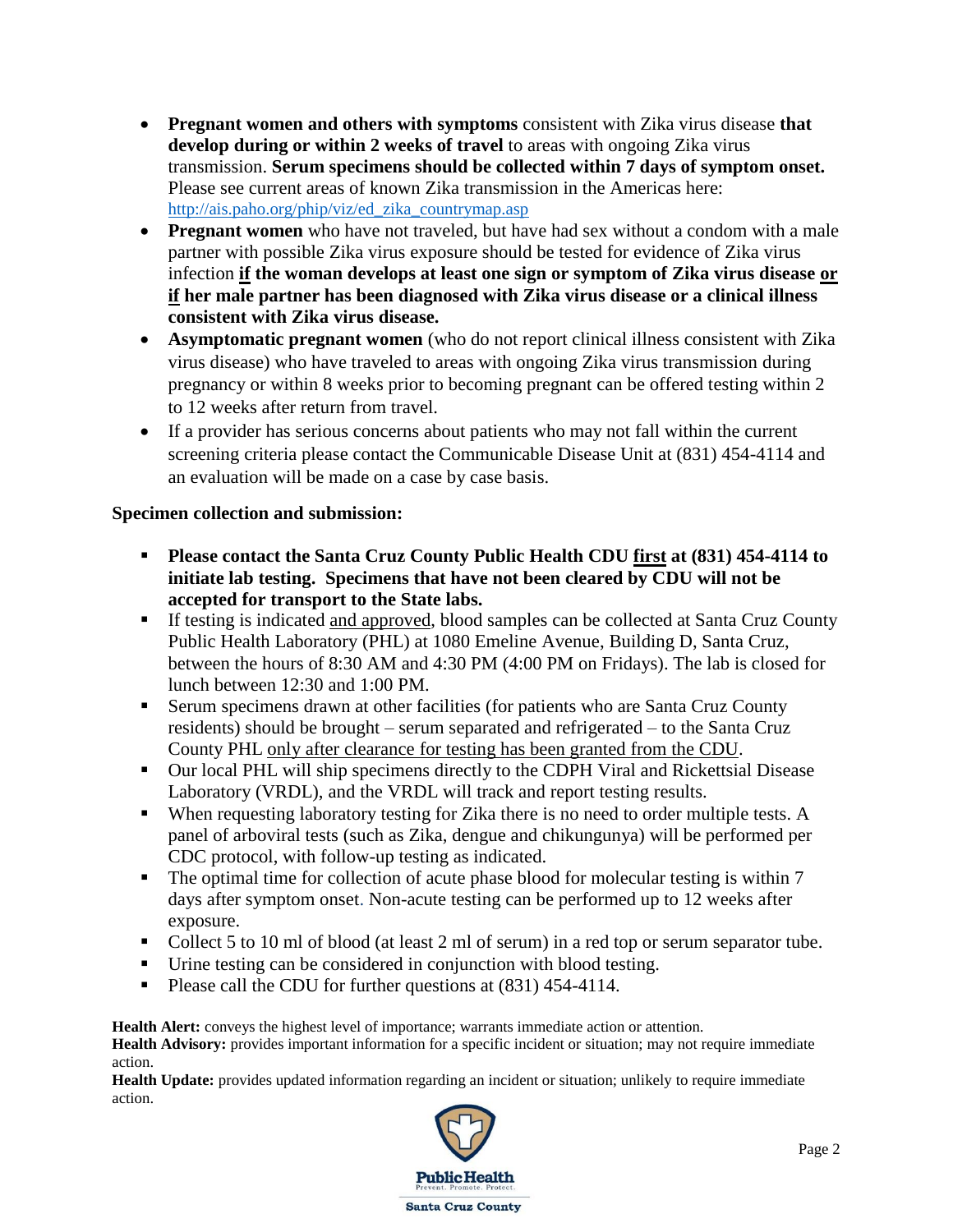- **Pregnant women and others with symptoms** consistent with Zika virus disease **that develop during or within 2 weeks of travel** to areas with ongoing Zika virus transmission. **Serum specimens should be collected within 7 days of symptom onset.** Please see current areas of known Zika transmission in the Americas here: http://ais.paho.org/phip/viz/ed_zika_countrymap.asp
- **Pregnant women** who have not traveled, but have had sex without a condom with a male partner with possible Zika virus exposure should be tested for evidence of Zika virus infection **<u>if</u> the woman develops at least one sign or symptom of Zika virus disease <u>or</u> <u>if</u> her male partner has been diagnosed with Zika virus disease or a clinical illness consistent with Zika virus disease.**
- **Asymptomatic pregnant women** (who do not report clinical illness consistent with Zika virus disease) who have traveled to areas with ongoing Zika virus transmission during pregnancy or within 8 weeks prior to becoming pregnant can be offered testing within 2 to 12 weeks after return from travel.
- If a provider has serious concerns about patients who may not fall within the current screening criteria please contact the Communicable Disease Unit at (831) 454-4114 and an evaluation will be made on a case by case basis.

**Specimen collection and submission:**

- **Please contact the Santa Cruz County Public Health CDU <u>first</u> at (831) 454-4114 to initiate lab testing. Specimens that have not been cleared by CDU will not be accepted for transport to the State labs.**
- If testing is indicated <u>and approved</u>, blood samples can be collected at Santa Cruz County Public Health Laboratory (PHL) at 1080 Emeline Avenue, Building D, Santa Cruz, between the hours of 8:30 AM and 4:30 PM (4:00 PM on Fridays). The lab is closed for lunch between 12:30 and 1:00 PM.
- Serum specimens drawn at other facilities (for patients who are Santa Cruz County residents) should be brought – serum separated and refrigerated – to the Santa Cruz County PHL <u>only after clearance for testing has been granted from the CDU</u>.
- Our local PHL will ship specimens directly to the CDPH Viral and Rickettsial Disease Laboratory (VRDL), and the VRDL will track and report testing results.
- When requesting laboratory testing for Zika there is no need to order multiple tests. A panel of arboviral tests (such as Zika, dengue and chikungunya) will be performed per CDC protocol, with follow-up testing as indicated.
- The optimal time for collection of acute phase blood for molecular testing is within 7 days after symptom onset. Non-acute testing can be performed up to 12 weeks after exposure.
- Collect 5 to 10 ml of blood (at least 2 ml of serum) in a red top or serum separator tube.
- Urine testing can be considered in conjunction with blood testing.
- Please call the CDU for further questions at (831) 454-4114.

**Health Alert:** conveys the highest level of importance; warrants immediate action or attention.
**Health Advisory:** provides important information for a specific incident or situation; may not require immediate action.
**Health Update:** provides updated information regarding an incident or situation; unlikely to require immediate action.

Public Health
Prevent. Promote. Protect.
Santa Cruz County